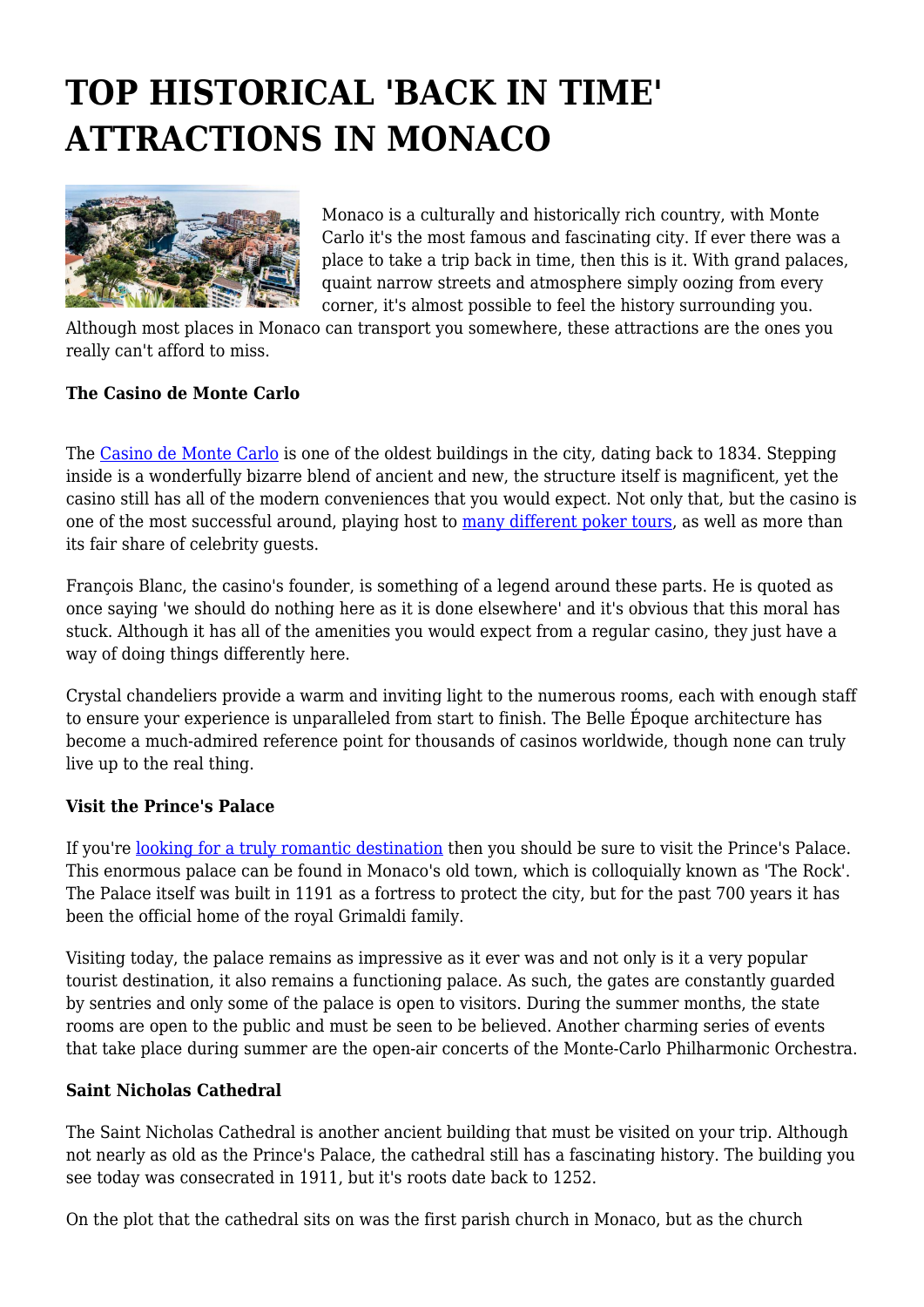# TOP HISTORICAL 'BACK IN TIME' ATTRACTIONS IN MONACO

Monaco is a culturally and historically rich country, with Monte Carlo it's the most famous and fascinating city. If ever there was a place to take a trip back in time, then this is it. With grand palaces, quaint narrow streets and atmosphere simply oozing from every corner, it's almost possible to feel the history surrounding you. Although most places in Monaco can transport you somewhere, these attractions are the ones you really can't afford to miss.

**The Casino de Monte Carlo**

The Casino de Monte Carlo is one of the oldest buildings in the city, dating back to 1834. Stepping inside is a wonderfully bizarre blend of ancient and new, the structure itself is magnificent, yet the casino still has all of the modern conveniences that you would expect. Not only that, but the casino is one of the most successful around, playing host to many different poker tours, as well as more than its fair share of celebrity guests.

François Blanc, the casino's founder, is something of a legend around these parts. He is quoted as once saying 'we should do nothing here as it is done elsewhere' and it's obvious that this moral has stuck. Although it has all of the amenities you would expect from a regular casino, they just have a way of doing things differently here.

Crystal chandeliers provide a warm and inviting light to the numerous rooms, each with enough staff to ensure your experience is unparalleled from start to finish. The Belle Époque architecture has become a much-admired reference point for thousands of casinos worldwide, though none can truly live up to the real thing.

**Visit the Prince's Palace**

If you're looking for a truly romantic destination then you should be sure to visit the Prince's Palace. This enormous palace can be found in Monaco's old town, which is colloquially known as 'The Rock'. The Palace itself was built in 1191 as a fortress to protect the city, but for the past 700 years it has been the official home of the royal Grimaldi family.

Visiting today, the palace remains as impressive as it ever was and not only is it a very popular tourist destination, it also remains a functioning palace. As such, the gates are constantly guarded by sentries and only some of the palace is open to visitors. During the summer months, the state rooms are open to the public and must be seen to be believed. Another charming series of events that take place during summer are the open-air concerts of the Monte-Carlo Philharmonic Orchestra.

**Saint Nicholas Cathedral**

The Saint Nicholas Cathedral is another ancient building that must be visited on your trip. Although not nearly as old as the Prince's Palace, the cathedral still has a fascinating history. The building you see today was consecrated in 1911, but it's roots date back to 1252.

On the plot that the cathedral sits on was the first parish church in Monaco, but as the church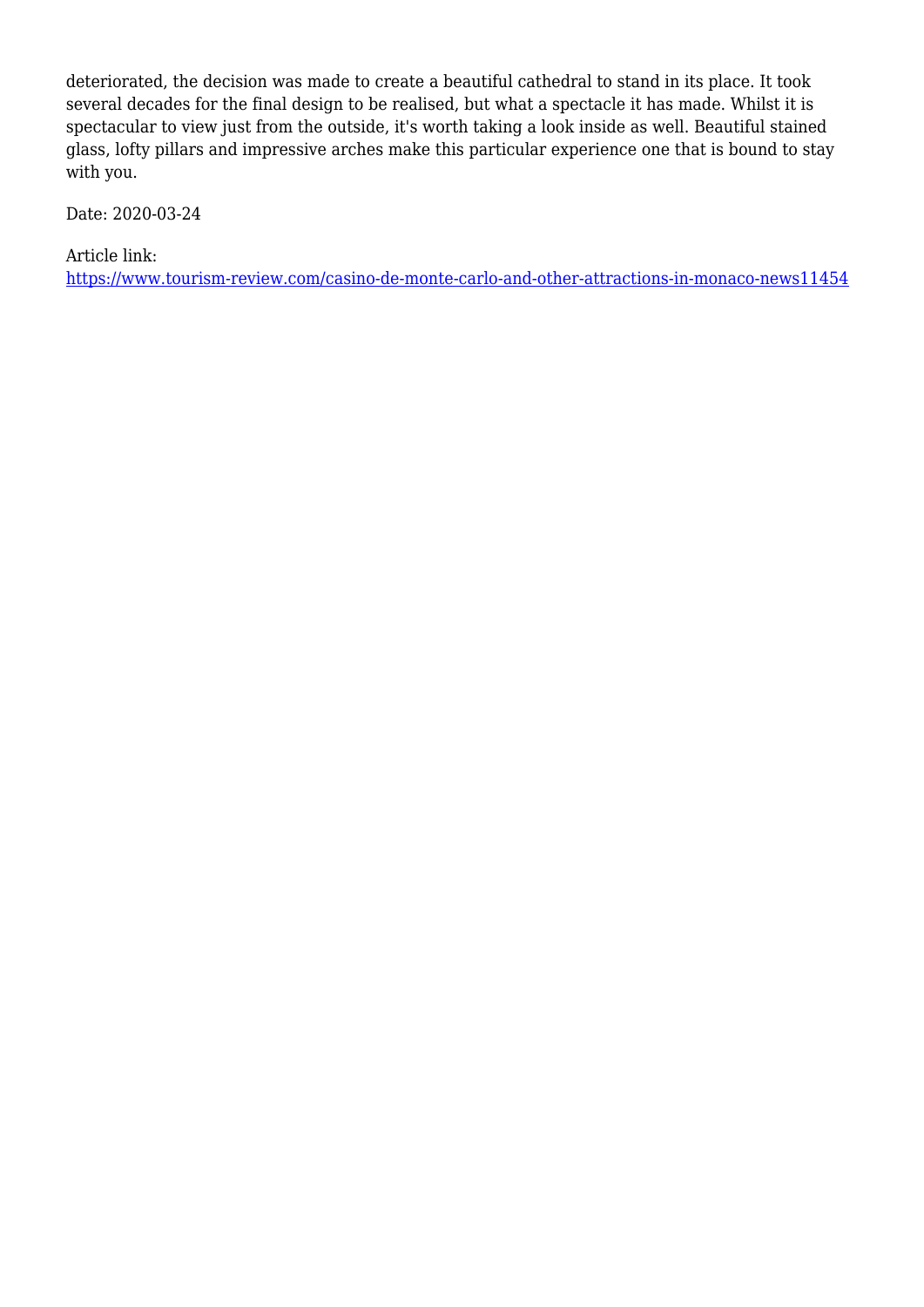deteriorated, the decision was made to create a beautiful cathedral to stand in its place. It took several decades for the final design to be realised, but what a spectacle it has made. Whilst it is spectacular to view just from the outside, it's worth taking a look inside as well. Beautiful stained glass, lofty pillars and impressive arches make this particular experience one that is bound to stay with you.

Date: 2020-03-24

Article link:
https://www.tourism-review.com/casino-de-monte-carlo-and-other-attractions-in-monaco-news11454